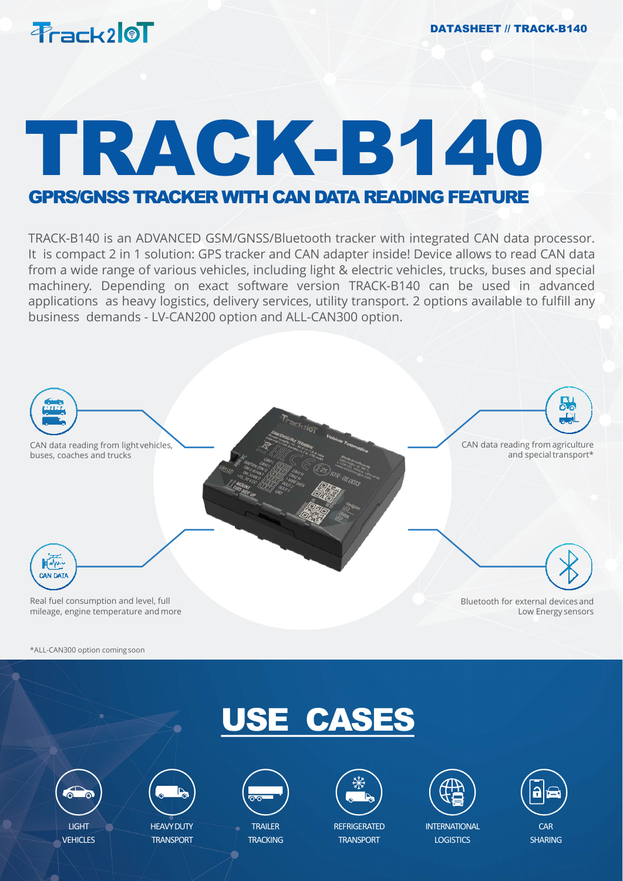DATASHEET // TRACK-B140

# TRACK-B140

## GPRS/GNSS TRACKER WITH CAN DATA READING FEATURE

TRACK-B140 is an ADVANCED GSM/GNSS/Bluetooth tracker with integrated CAN data processor. It is compact 2 in 1 solution: GPS tracker and CAN adapter inside! Device allows to read CAN data from a wide range of various vehicles, including light & electric vehicles, trucks, buses and special machinery. Depending on exact software version TRACK-B140 can be used in advanced applications as heavy logistics, delivery services, utility transport. 2 options available to fulfill any business demands - LV-CAN200 option and ALL-CAN300 option.

- CAN data reading from light vehicles, buses, coaches and trucks
- CAN data reading from agriculture and special transport*
- Real fuel consumption and level, full mileage, engine temperature and more
- Bluetooth for external devices and Low Energy sensors

*ALL-CAN300 option coming soon

## USE CASES

- LIGHT VEHICLES
- HEAVY DUTY TRANSPORT
- TRAILER TRACKING
- REFRIGERATED TRANSPORT
- INTERNATIONAL LOGISTICS
- CAR SHARING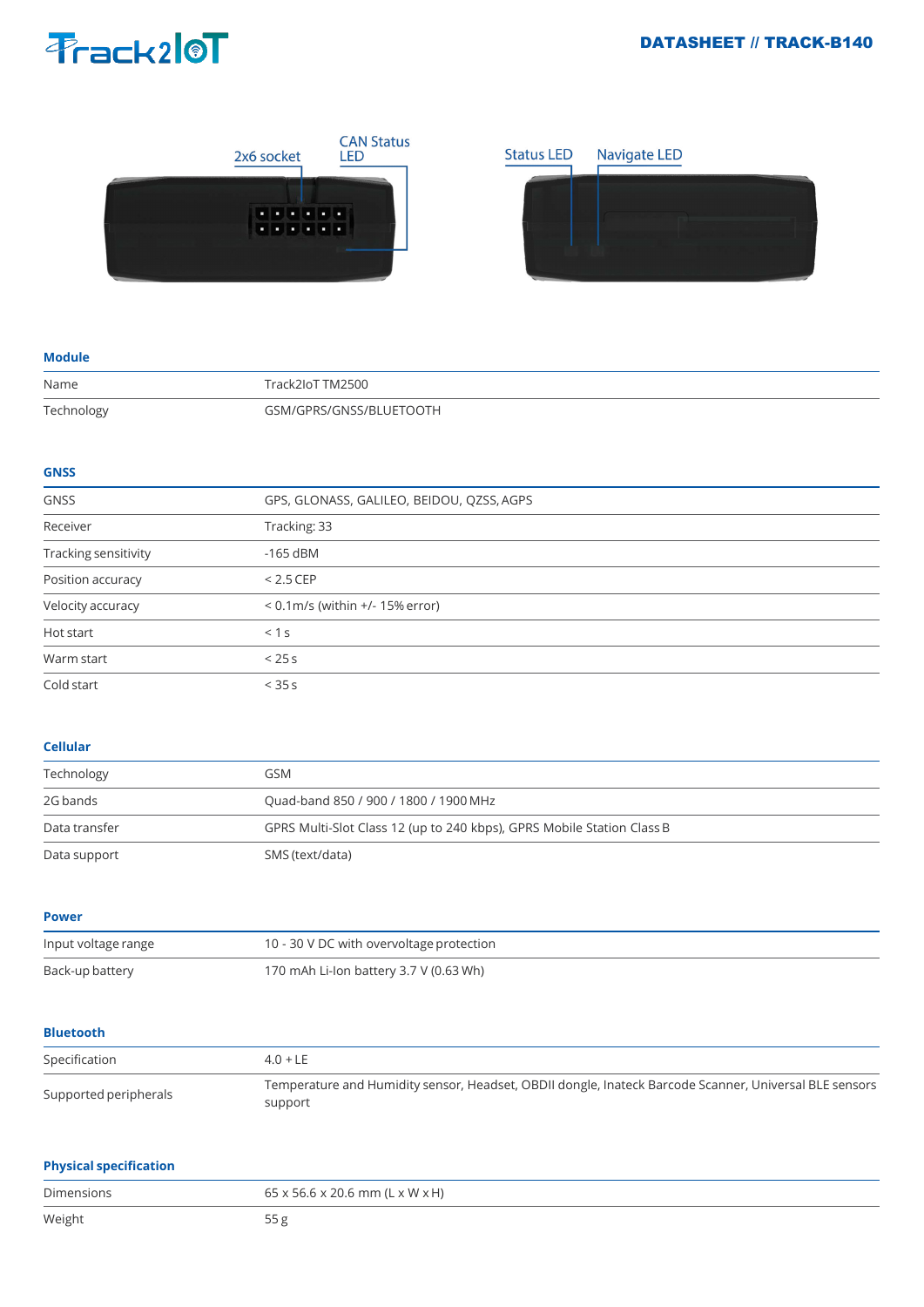2x6 socket

CAN Status LED

Status LED

Navigate LED

## Module

| | |
|---|---|
| Name | Track2IoT TM2500 |
| Technology | GSM/GPRS/GNSS/BLUETOOTH |

## GNSS

| | |
|---|---|
| GNSS | GPS, GLONASS, GALILEO, BEIDOU, QZSS, AGPS |
| Receiver | Tracking: 33 |
| Tracking sensitivity | -165 dBM |
| Position accuracy | < 2.5 CEP |
| Velocity accuracy | < 0.1m/s (within +/- 15% error) |
| Hot start | < 1 s |
| Warm start | < 25 s |
| Cold start | < 35 s |

## Cellular

| | |
|---|---|
| Technology | GSM |
| 2G bands | Quad-band 850 / 900 / 1800 / 1900 MHz |
| Data transfer | GPRS Multi-Slot Class 12 (up to 240 kbps), GPRS Mobile Station Class B |
| Data support | SMS (text/data) |

## Power

| | |
|---|---|
| Input voltage range | 10 - 30 V DC with overvoltage protection |
| Back-up battery | 170 mAh Li-Ion battery 3.7 V (0.63 Wh) |

## Bluetooth

| | |
|---|---|
| Specification | 4.0 + LE |
| Supported peripherals | Temperature and Humidity sensor, Headset, OBDII dongle, Inateck Barcode Scanner, Universal BLE sensors support |

## Physical specification

| | |
|---|---|
| Dimensions | 65 x 56.6 x 20.6 mm (L x W x H) |
| Weight | 55 g |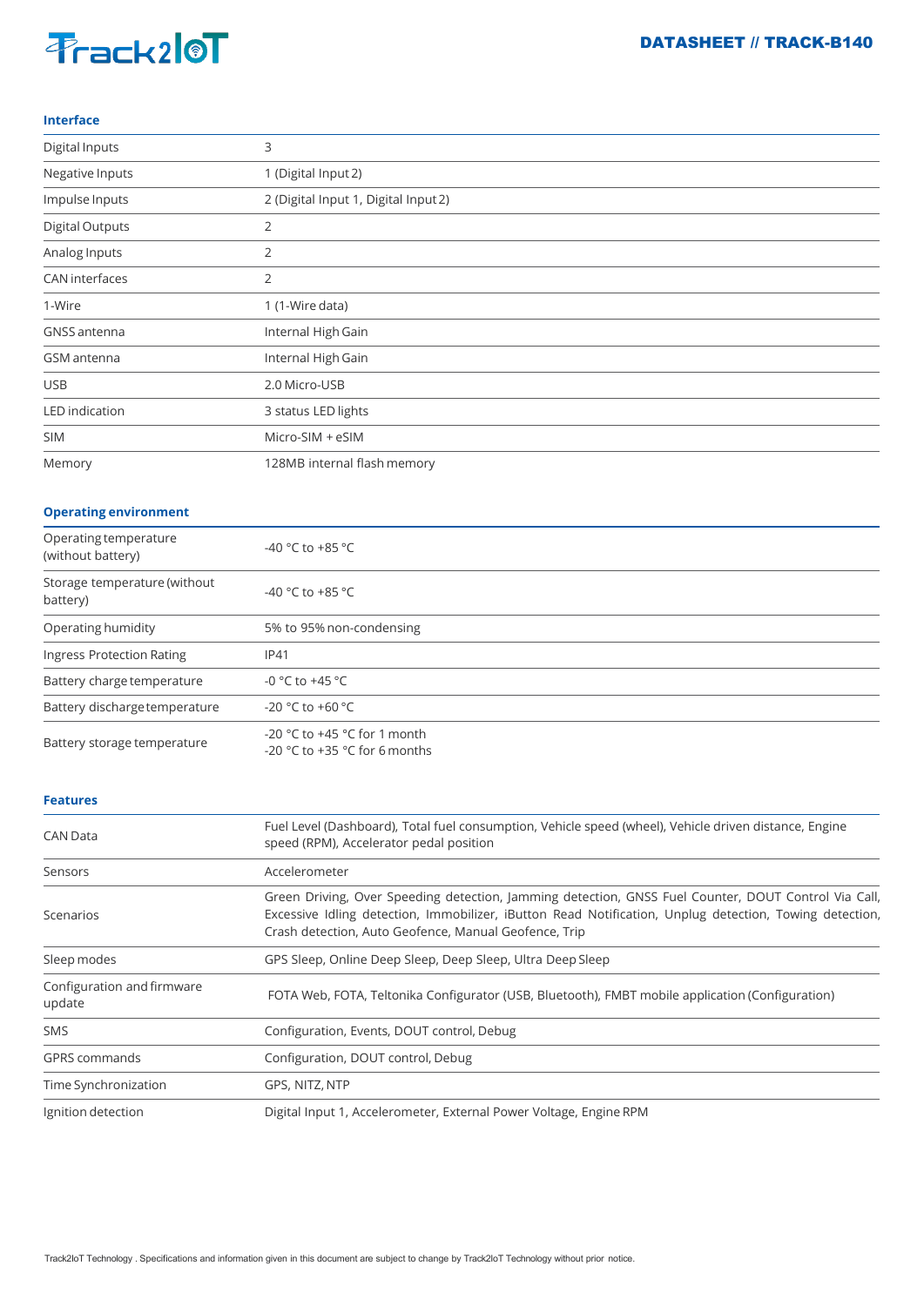## Interface

| | |
|---|---|
| Digital Inputs | 3 |
| Negative Inputs | 1 (Digital Input 2) |
| Impulse Inputs | 2 (Digital Input 1, Digital Input 2) |
| Digital Outputs | 2 |
| Analog Inputs | 2 |
| CAN interfaces | 2 |
| 1-Wire | 1 (1-Wire data) |
| GNSS antenna | Internal High Gain |
| GSM antenna | Internal High Gain |
| USB | 2.0 Micro-USB |
| LED indication | 3 status LED lights |
| SIM | Micro-SIM + eSIM |
| Memory | 128MB internal flash memory |

## Operating environment

| | |
|---|---|
| Operating temperature (without battery) | -40 °C to +85 °C |
| Storage temperature (without battery) | -40 °C to +85 °C |
| Operating humidity | 5% to 95% non-condensing |
| Ingress Protection Rating | IP41 |
| Battery charge temperature | -0 °C to +45 °C |
| Battery discharge temperature | -20 °C to +60 °C |
| Battery storage temperature | -20 °C to +45 °C for 1 month<br>-20 °C to +35 °C for 6 months |

## Features

| | |
|---|---|
| CAN Data | Fuel Level (Dashboard), Total fuel consumption, Vehicle speed (wheel), Vehicle driven distance, Engine speed (RPM), Accelerator pedal position |
| Sensors | Accelerometer |
| Scenarios | Green Driving, Over Speeding detection, Jamming detection, GNSS Fuel Counter, DOUT Control Via Call, Excessive Idling detection, Immobilizer, iButton Read Notification, Unplug detection, Towing detection, Crash detection, Auto Geofence, Manual Geofence, Trip |
| Sleep modes | GPS Sleep, Online Deep Sleep, Deep Sleep, Ultra Deep Sleep |
| Configuration and firmware update | FOTA Web, FOTA, Teltonika Configurator (USB, Bluetooth), FMBT mobile application (Configuration) |
| SMS | Configuration, Events, DOUT control, Debug |
| GPRS commands | Configuration, DOUT control, Debug |
| Time Synchronization | GPS, NITZ, NTP |
| Ignition detection | Digital Input 1, Accelerometer, External Power Voltage, Engine RPM |

Track2IoT Technology . Specifications and information given in this document are subject to change by Track2IoT Technology without prior notice.